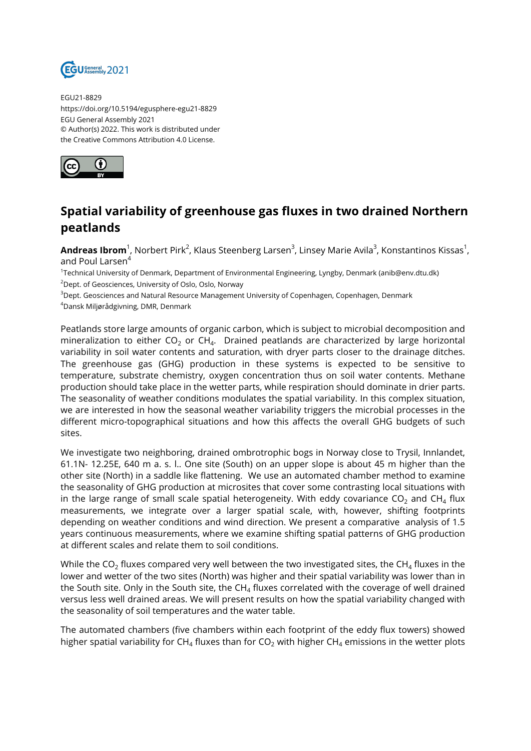EGU21-8829
https://doi.org/10.5194/egusphere-egu21-8829
EGU General Assembly 2021
© Author(s) 2022. This work is distributed under
the Creative Commons Attribution 4.0 License.

# Spatial variability of greenhouse gas fluxes in two drained Northern peatlands

**Andreas Ibrom**[1], Norbert Pirk[2], Klaus Steenberg Larsen[3], Linsey Marie Avila[3], Konstantinos Kissas[1], and Poul Larsen[4]

[1]Technical University of Denmark, Department of Environmental Engineering, Lyngby, Denmark (anib@env.dtu.dk)
[2]Dept. of Geosciences, University of Oslo, Oslo, Norway
[3]Dept. Geosciences and Natural Resource Management University of Copenhagen, Copenhagen, Denmark
[4]Dansk Miljørådgivning, DMR, Denmark

Peatlands store large amounts of organic carbon, which is subject to microbial decomposition and mineralization to either $CO_2$ or $CH_4$. Drained peatlands are characterized by large horizontal variability in soil water contents and saturation, with dryer parts closer to the drainage ditches. The greenhouse gas (GHG) production in these systems is expected to be sensitive to temperature, substrate chemistry, oxygen concentration thus on soil water contents. Methane production should take place in the wetter parts, while respiration should dominate in drier parts. The seasonality of weather conditions modulates the spatial variability. In this complex situation, we are interested in how the seasonal weather variability triggers the microbial processes in the different micro-topographical situations and how this affects the overall GHG budgets of such sites.

We investigate two neighboring, drained ombrotrophic bogs in Norway close to Trysil, Innlandet, 61.1N- 12.25E, 640 m a. s. l.. One site (South) on an upper slope is about 45 m higher than the other site (North) in a saddle like flattening. We use an automated chamber method to examine the seasonality of GHG production at microsites that cover some contrasting local situations with in the large range of small scale spatial heterogeneity. With eddy covariance $CO_2$ and $CH_4$ flux measurements, we integrate over a larger spatial scale, with, however, shifting footprints depending on weather conditions and wind direction. We present a comparative analysis of 1.5 years continuous measurements, where we examine shifting spatial patterns of GHG production at different scales and relate them to soil conditions.

While the $CO_2$ fluxes compared very well between the two investigated sites, the $CH_4$ fluxes in the lower and wetter of the two sites (North) was higher and their spatial variability was lower than in the South site. Only in the South site, the $CH_4$ fluxes correlated with the coverage of well drained versus less well drained areas. We will present results on how the spatial variability changed with the seasonality of soil temperatures and the water table.

The automated chambers (five chambers within each footprint of the eddy flux towers) showed higher spatial variability for $CH_4$ fluxes than for $CO_2$ with higher $CH_4$ emissions in the wetter plots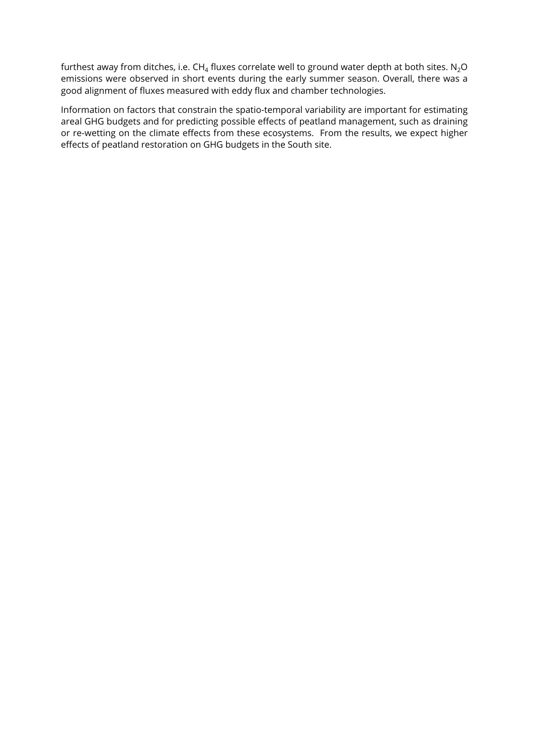furthest away from ditches, i.e. $CH_4$ fluxes correlate well to ground water depth at both sites. $N_2O$ emissions were observed in short events during the early summer season. Overall, there was a good alignment of fluxes measured with eddy flux and chamber technologies.

Information on factors that constrain the spatio-temporal variability are important for estimating areal GHG budgets and for predicting possible effects of peatland management, such as draining or re-wetting on the climate effects from these ecosystems. From the results, we expect higher effects of peatland restoration on GHG budgets in the South site.